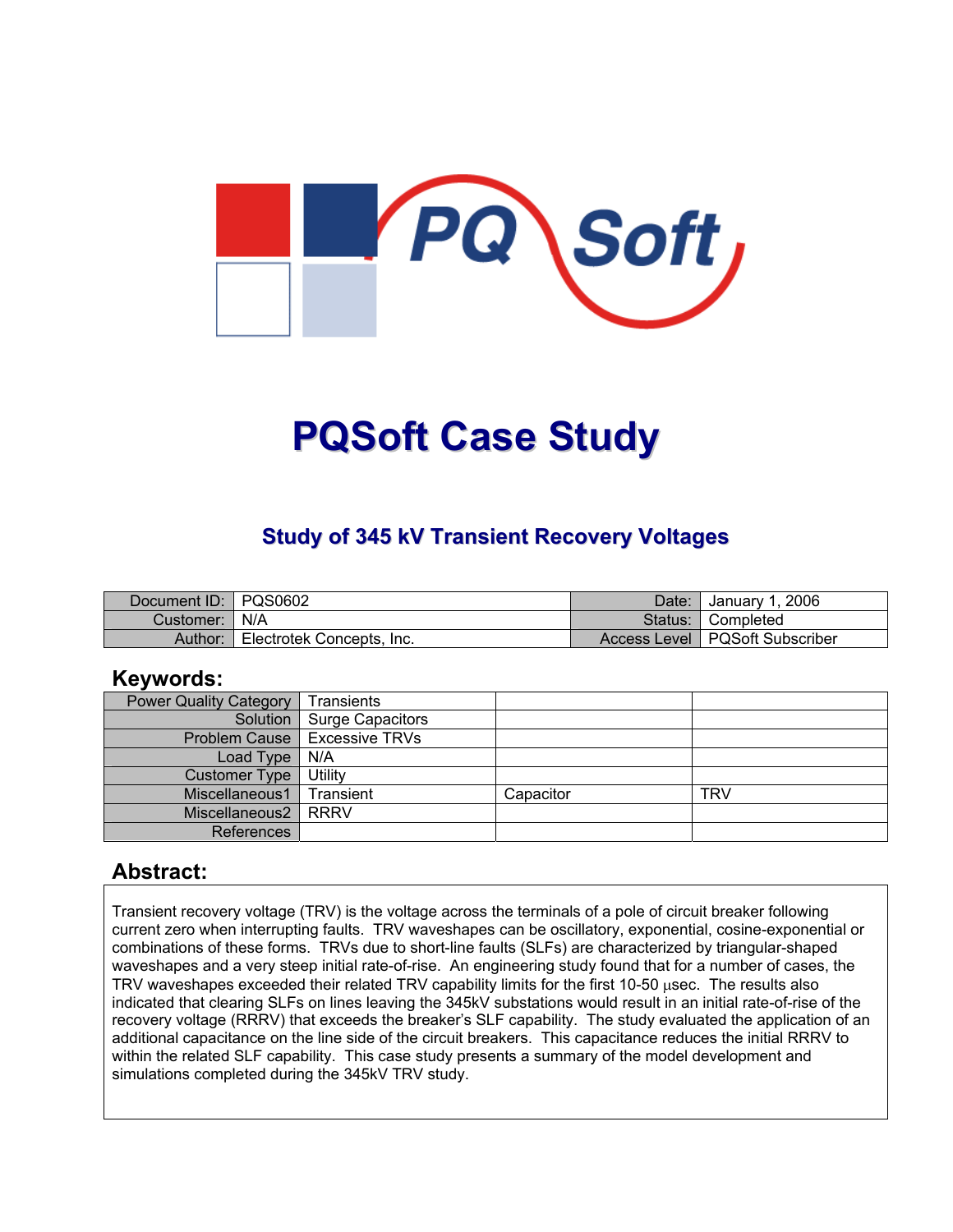# PQSoft Case Study

## Study of 345 kV Transient Recovery Voltages

| Document ID: | PQS0602 | Date: | January 1, 2006 |
|---|---|---|---|
| Customer: | N/A | Status: | Completed |
| Author: | Electrotek Concepts, Inc. | Access Level | PQSoft Subscriber |

## Keywords:

| Power Quality Category | Transients | | |
|---|---|---|---|
| Solution | Surge Capacitors | | |
| Problem Cause | Excessive TRVs | | |
| Load Type | N/A | | |
| Customer Type | Utility | | |
| Miscellaneous1 | Transient | Capacitor | TRV |
| Miscellaneous2 | RRRV | | |
| References | | | |

## Abstract:

Transient recovery voltage (TRV) is the voltage across the terminals of a pole of circuit breaker following current zero when interrupting faults. TRV waveshapes can be oscillatory, exponential, cosine-exponential or combinations of these forms. TRVs due to short-line faults (SLFs) are characterized by triangular-shaped waveshapes and a very steep initial rate-of-rise. An engineering study found that for a number of cases, the TRV waveshapes exceeded their related TRV capability limits for the first 10-50 μsec. The results also indicated that clearing SLFs on lines leaving the 345kV substations would result in an initial rate-of-rise of the recovery voltage (RRRV) that exceeds the breaker's SLF capability. The study evaluated the application of an additional capacitance on the line side of the circuit breakers. This capacitance reduces the initial RRRV to within the related SLF capability. This case study presents a summary of the model development and simulations completed during the 345kV TRV study.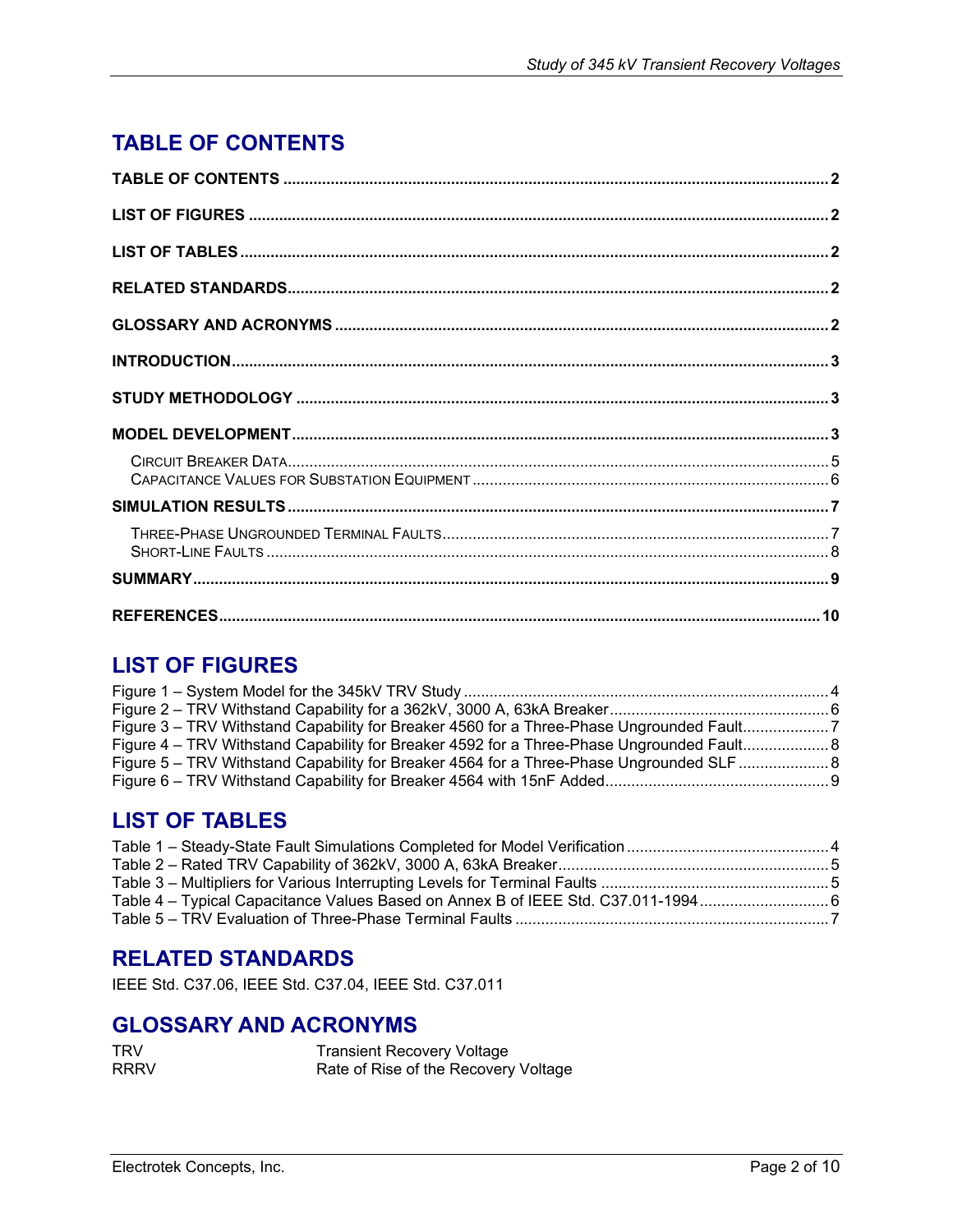## TABLE OF CONTENTS

**TABLE OF CONTENTS** .............................................................. 2

**LIST OF FIGURES** .............................................................. 2

**LIST OF TABLES** .............................................................. 2

**RELATED STANDARDS** .............................................................. 2

**GLOSSARY AND ACRONYMS** .............................................................. 2

**INTRODUCTION** .............................................................. 3

**STUDY METHODOLOGY** .............................................................. 3

**MODEL DEVELOPMENT** .............................................................. 3

- CIRCUIT BREAKER DATA .............................................................. 5
- CAPACITANCE VALUES FOR SUBSTATION EQUIPMENT .............................................................. 6

**SIMULATION RESULTS** .............................................................. 7

- THREE-PHASE UNGROUNDED TERMINAL FAULTS .............................................................. 7
- SHORT-LINE FAULTS .............................................................. 8

**SUMMARY** .............................................................. 9

**REFERENCES** .............................................................. 10

## LIST OF FIGURES

Figure 1 – System Model for the 345kV TRV Study .............................................................. 4
Figure 2 – TRV Withstand Capability for a 362kV, 3000 A, 63kA Breaker .............................................................. 6
Figure 3 – TRV Withstand Capability for Breaker 4560 for a Three-Phase Ungrounded Fault .............................................................. 7
Figure 4 – TRV Withstand Capability for Breaker 4592 for a Three-Phase Ungrounded Fault .............................................................. 8
Figure 5 – TRV Withstand Capability for Breaker 4564 for a Three-Phase Ungrounded SLF .............................................................. 8
Figure 6 – TRV Withstand Capability for Breaker 4564 with 15nF Added .............................................................. 9

## LIST OF TABLES

Table 1 – Steady-State Fault Simulations Completed for Model Verification .............................................................. 4
Table 2 – Rated TRV Capability of 362kV, 3000 A, 63kA Breaker .............................................................. 5
Table 3 – Multipliers for Various Interrupting Levels for Terminal Faults .............................................................. 5
Table 4 – Typical Capacitance Values Based on Annex B of IEEE Std. C37.011-1994 .............................................................. 6
Table 5 – TRV Evaluation of Three-Phase Terminal Faults .............................................................. 7

## RELATED STANDARDS

IEEE Std. C37.06, IEEE Std. C37.04, IEEE Std. C37.011

## GLOSSARY AND ACRONYMS

| | |
|---|---|
| TRV | Transient Recovery Voltage |
| RRRV | Rate of Rise of the Recovery Voltage |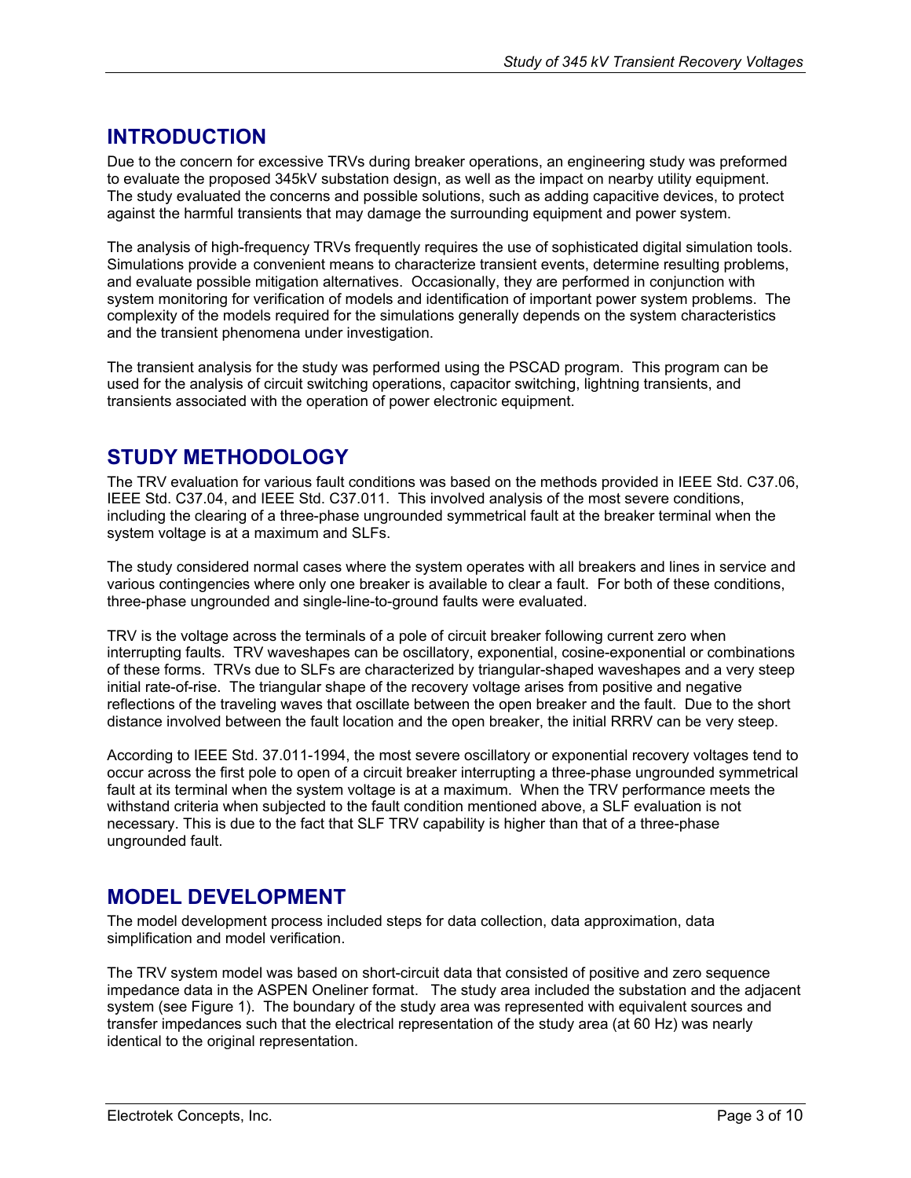## INTRODUCTION

Due to the concern for excessive TRVs during breaker operations, an engineering study was preformed to evaluate the proposed 345kV substation design, as well as the impact on nearby utility equipment. The study evaluated the concerns and possible solutions, such as adding capacitive devices, to protect against the harmful transients that may damage the surrounding equipment and power system.

The analysis of high-frequency TRVs frequently requires the use of sophisticated digital simulation tools. Simulations provide a convenient means to characterize transient events, determine resulting problems, and evaluate possible mitigation alternatives. Occasionally, they are performed in conjunction with system monitoring for verification of models and identification of important power system problems. The complexity of the models required for the simulations generally depends on the system characteristics and the transient phenomena under investigation.

The transient analysis for the study was performed using the PSCAD program. This program can be used for the analysis of circuit switching operations, capacitor switching, lightning transients, and transients associated with the operation of power electronic equipment.

## STUDY METHODOLOGY

The TRV evaluation for various fault conditions was based on the methods provided in IEEE Std. C37.06, IEEE Std. C37.04, and IEEE Std. C37.011. This involved analysis of the most severe conditions, including the clearing of a three-phase ungrounded symmetrical fault at the breaker terminal when the system voltage is at a maximum and SLFs.

The study considered normal cases where the system operates with all breakers and lines in service and various contingencies where only one breaker is available to clear a fault. For both of these conditions, three-phase ungrounded and single-line-to-ground faults were evaluated.

TRV is the voltage across the terminals of a pole of circuit breaker following current zero when interrupting faults. TRV waveshapes can be oscillatory, exponential, cosine-exponential or combinations of these forms. TRVs due to SLFs are characterized by triangular-shaped waveshapes and a very steep initial rate-of-rise. The triangular shape of the recovery voltage arises from positive and negative reflections of the traveling waves that oscillate between the open breaker and the fault. Due to the short distance involved between the fault location and the open breaker, the initial RRRV can be very steep.

According to IEEE Std. 37.011-1994, the most severe oscillatory or exponential recovery voltages tend to occur across the first pole to open of a circuit breaker interrupting a three-phase ungrounded symmetrical fault at its terminal when the system voltage is at a maximum. When the TRV performance meets the withstand criteria when subjected to the fault condition mentioned above, a SLF evaluation is not necessary. This is due to the fact that SLF TRV capability is higher than that of a three-phase ungrounded fault.

## MODEL DEVELOPMENT

The model development process included steps for data collection, data approximation, data simplification and model verification.

The TRV system model was based on short-circuit data that consisted of positive and zero sequence impedance data in the ASPEN Oneliner format. The study area included the substation and the adjacent system (see Figure 1). The boundary of the study area was represented with equivalent sources and transfer impedances such that the electrical representation of the study area (at 60 Hz) was nearly identical to the original representation.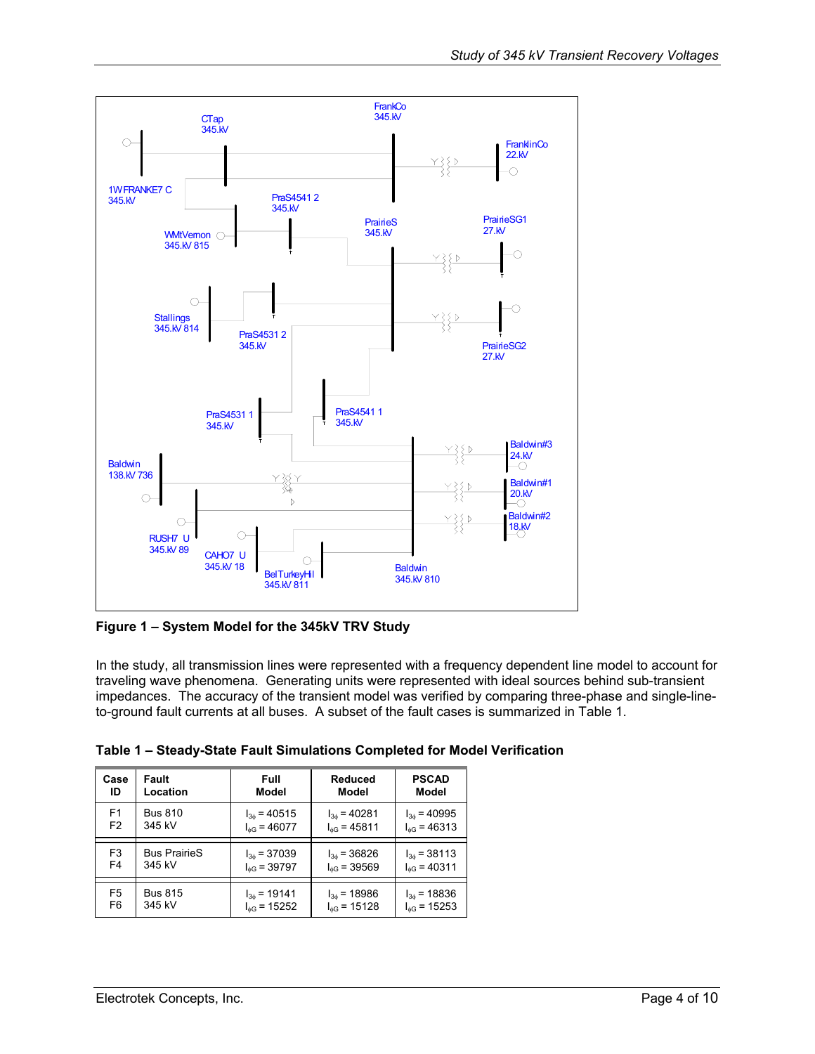**Figure 1 – System Model for the 345kV TRV Study**

In the study, all transmission lines were represented with a frequency dependent line model to account for traveling wave phenomena. Generating units were represented with ideal sources behind sub-transient impedances. The accuracy of the transient model was verified by comparing three-phase and single-line-to-ground fault currents at all buses. A subset of the fault cases is summarized in Table 1.

**Table 1 – Steady-State Fault Simulations Completed for Model Verification**

| Case ID | Fault Location | Full Model | Reduced Model | PSCAD Model |
|---|---|---|---|---|
| F1<br>F2 | Bus 810<br>345 kV | $I_{3\phi}$ = 40515<br>$I_{\phi G}$ = 46077 | $I_{3\phi}$ = 40281<br>$I_{\phi G}$ = 45811 | $I_{3\phi}$ = 40995<br>$I_{\phi G}$ = 46313 |
| F3<br>F4 | Bus PrairieS<br>345 kV | $I_{3\phi}$ = 37039<br>$I_{\phi G}$ = 39797 | $I_{3\phi}$ = 36826<br>$I_{\phi G}$ = 39569 | $I_{3\phi}$ = 38113<br>$I_{\phi G}$ = 40311 |
| F5<br>F6 | Bus 815<br>345 kV | $I_{3\phi}$ = 19141<br>$I_{\phi G}$ = 15252 | $I_{3\phi}$ = 18986<br>$I_{\phi G}$ = 15128 | $I_{3\phi}$ = 18836<br>$I_{\phi G}$ = 15253 |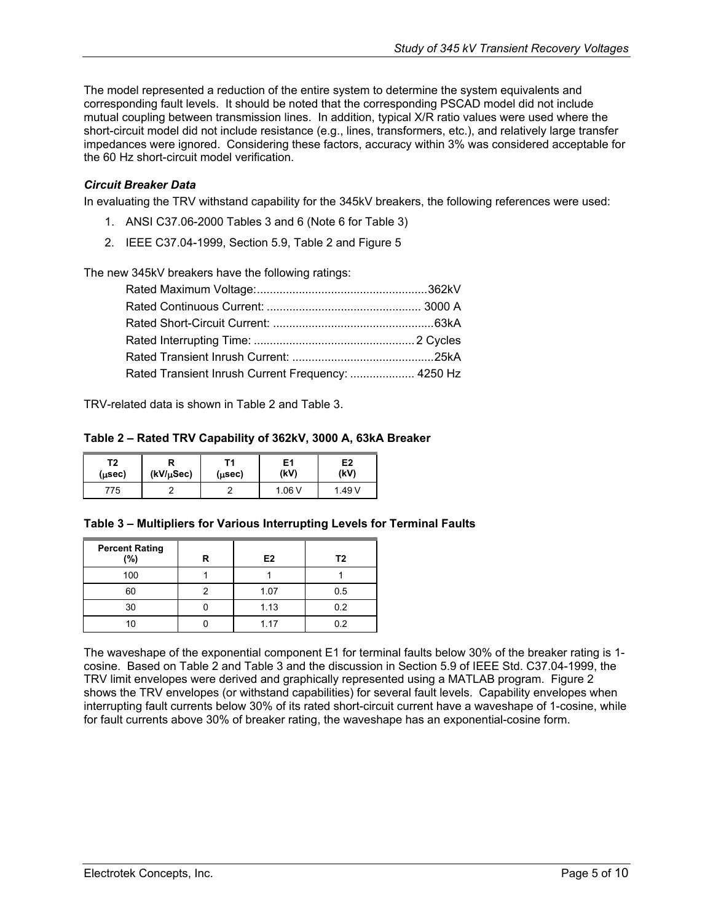The model represented a reduction of the entire system to determine the system equivalents and corresponding fault levels. It should be noted that the corresponding PSCAD model did not include mutual coupling between transmission lines. In addition, typical X/R ratio values were used where the short-circuit model did not include resistance (e.g., lines, transformers, etc.), and relatively large transfer impedances were ignored. Considering these factors, accuracy within 3% was considered acceptable for the 60 Hz short-circuit model verification.

### *Circuit Breaker Data*

In evaluating the TRV withstand capability for the 345kV breakers, the following references were used:

1. ANSI C37.06-2000 Tables 3 and 6 (Note 6 for Table 3)
2. IEEE C37.04-1999, Section 5.9, Table 2 and Figure 5

The new 345kV breakers have the following ratings:

- Rated Maximum Voltage: 362kV
- Rated Continuous Current: 3000 A
- Rated Short-Circuit Current: 63kA
- Rated Interrupting Time: 2 Cycles
- Rated Transient Inrush Current: 25kA
- Rated Transient Inrush Current Frequency: 4250 Hz

TRV-related data is shown in Table 2 and Table 3.

**Table 2 – Rated TRV Capability of 362kV, 3000 A, 63kA Breaker**

| T2 (μsec) | R (kV/μSec) | T1 (μsec) | E1 (kV) | E2 (kV) |
|---|---|---|---|---|
| 775 | 2 | 2 | 1.06 V | 1.49 V |

**Table 3 – Multipliers for Various Interrupting Levels for Terminal Faults**

| Percent Rating (%) | R | E2 | T2 |
|---|---|---|---|
| 100 | 1 | 1 | 1 |
| 60 | 2 | 1.07 | 0.5 |
| 30 | 0 | 1.13 | 0.2 |
| 10 | 0 | 1.17 | 0.2 |

The waveshape of the exponential component E1 for terminal faults below 30% of the breaker rating is 1-cosine. Based on Table 2 and Table 3 and the discussion in Section 5.9 of IEEE Std. C37.04-1999, the TRV limit envelopes were derived and graphically represented using a MATLAB program. Figure 2 shows the TRV envelopes (or withstand capabilities) for several fault levels. Capability envelopes when interrupting fault currents below 30% of its rated short-circuit current have a waveshape of 1-cosine, while for fault currents above 30% of breaker rating, the waveshape has an exponential-cosine form.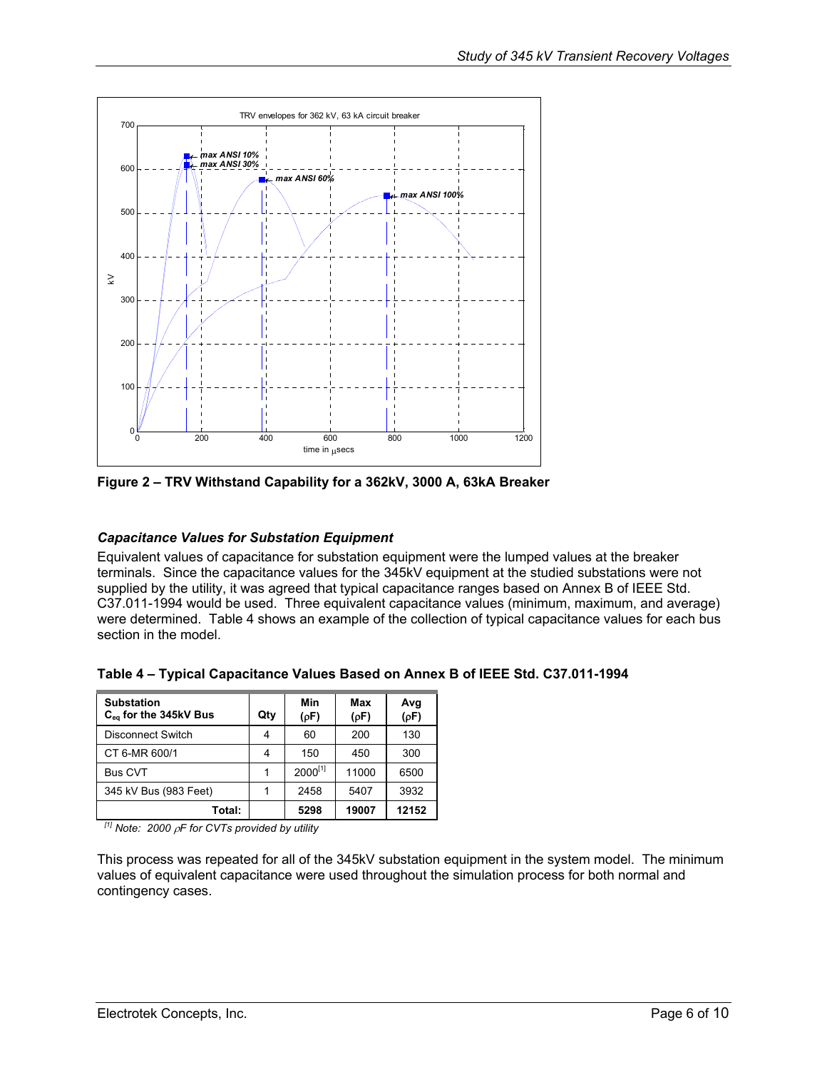Figure 2 – TRV Withstand Capability for a 362kV, 3000 A, 63kA Breaker

### *Capacitance Values for Substation Equipment*

Equivalent values of capacitance for substation equipment were the lumped values at the breaker terminals. Since the capacitance values for the 345kV equipment at the studied substations were not supplied by the utility, it was agreed that typical capacitance ranges based on Annex B of IEEE Std. C37.011-1994 would be used. Three equivalent capacitance values (minimum, maximum, and average) were determined. Table 4 shows an example of the collection of typical capacitance values for each bus section in the model.

**Table 4 – Typical Capacitance Values Based on Annex B of IEEE Std. C37.011-1994**

| Substation $C_{eq}$ for the 345kV Bus | Qty | Min (ρF) | Max (ρF) | Avg (ρF) |
|---|---|---|---|---|
| Disconnect Switch | 4 | 60 | 200 | 130 |
| CT 6-MR 600/1 | 4 | 150 | 450 | 300 |
| Bus CVT | 1 | 2000[1] | 11000 | 6500 |
| 345 kV Bus (983 Feet) | 1 | 2458 | 5407 | 3932 |
| **Total:** | | **5298** | **19007** | **12152** |

*[1] Note: 2000 ρF for CVTs provided by utility*

This process was repeated for all of the 345kV substation equipment in the system model. The minimum values of equivalent capacitance were used throughout the simulation process for both normal and contingency cases.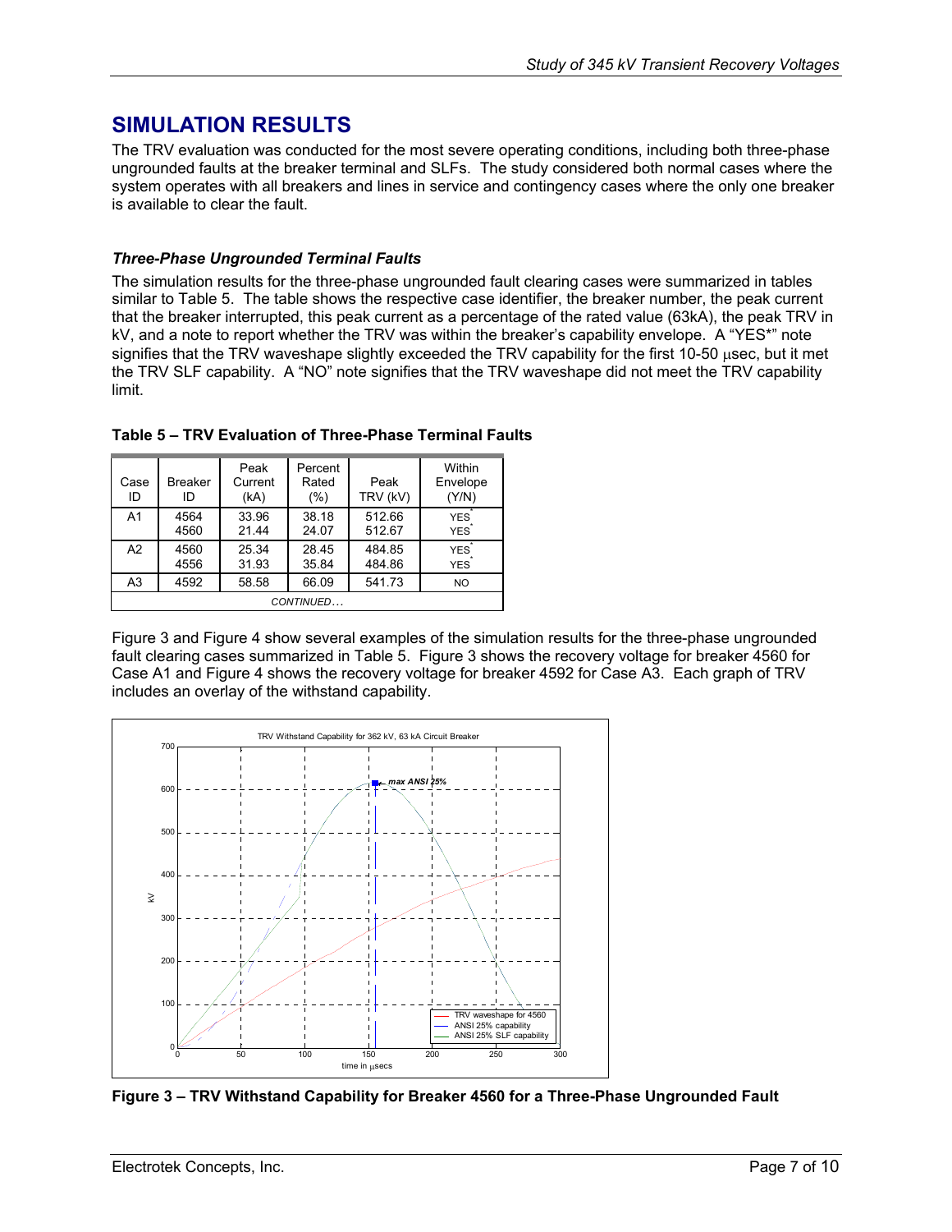# SIMULATION RESULTS

The TRV evaluation was conducted for the most severe operating conditions, including both three-phase ungrounded faults at the breaker terminal and SLFs. The study considered both normal cases where the system operates with all breakers and lines in service and contingency cases where the only one breaker is available to clear the fault.

### *Three-Phase Ungrounded Terminal Faults*

The simulation results for the three-phase ungrounded fault clearing cases were summarized in tables similar to Table 5. The table shows the respective case identifier, the breaker number, the peak current that the breaker interrupted, this peak current as a percentage of the rated value (63kA), the peak TRV in kV, and a note to report whether the TRV was within the breaker's capability envelope. A "YES*" note signifies that the TRV waveshape slightly exceeded the TRV capability for the first 10-50 μsec, but it met the TRV SLF capability. A "NO" note signifies that the TRV waveshape did not meet the TRV capability limit.

**Table 5 – TRV Evaluation of Three-Phase Terminal Faults**

| Case ID | Breaker ID | Peak Current (kA) | Percent Rated (%) | Peak TRV (kV) | Within Envelope (Y/N) |
|---|---|---|---|---|---|
| A1 | 4564<br>4560 | 33.96<br>21.44 | 38.18<br>24.07 | 512.66<br>512.67 | YES*<br>YES* |
| A2 | 4560<br>4556 | 25.34<br>31.93 | 28.45<br>35.84 | 484.85<br>484.86 | YES*<br>YES* |
| A3 | 4592 | 58.58 | 66.09 | 541.73 | NO |
| *CONTINUED…* | | | | | |

Figure 3 and Figure 4 show several examples of the simulation results for the three-phase ungrounded fault clearing cases summarized in Table 5. Figure 3 shows the recovery voltage for breaker 4560 for Case A1 and Figure 4 shows the recovery voltage for breaker 4592 for Case A3. Each graph of TRV includes an overlay of the withstand capability.

**Figure 3 – TRV Withstand Capability for Breaker 4560 for a Three-Phase Ungrounded Fault**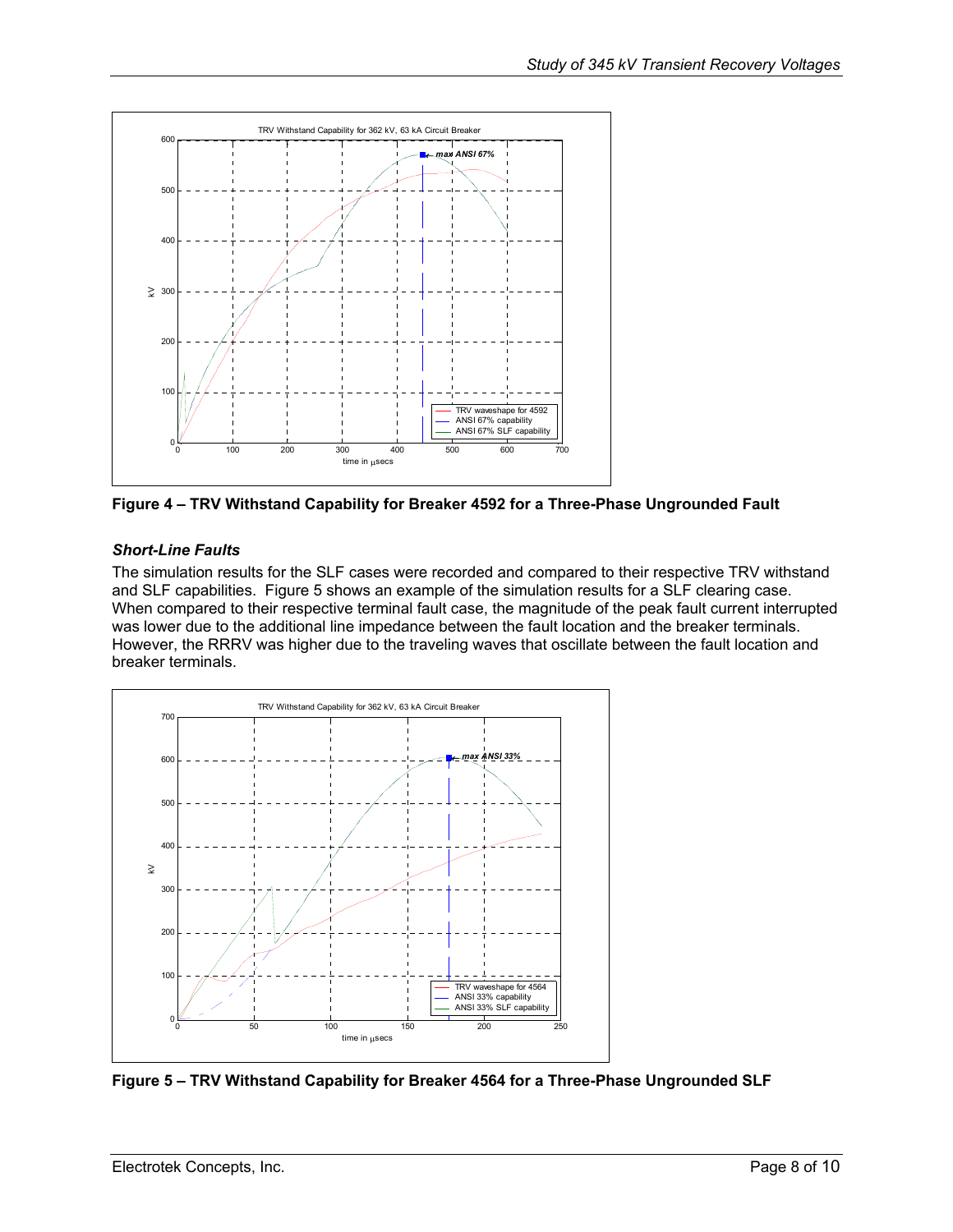Figure 4 – TRV Withstand Capability for Breaker 4592 for a Three-Phase Ungrounded Fault

### *Short-Line Faults*

The simulation results for the SLF cases were recorded and compared to their respective TRV withstand and SLF capabilities. Figure 5 shows an example of the simulation results for a SLF clearing case. When compared to their respective terminal fault case, the magnitude of the peak fault current interrupted was lower due to the additional line impedance between the fault location and the breaker terminals. However, the RRRV was higher due to the traveling waves that oscillate between the fault location and breaker terminals.

Figure 5 – TRV Withstand Capability for Breaker 4564 for a Three-Phase Ungrounded SLF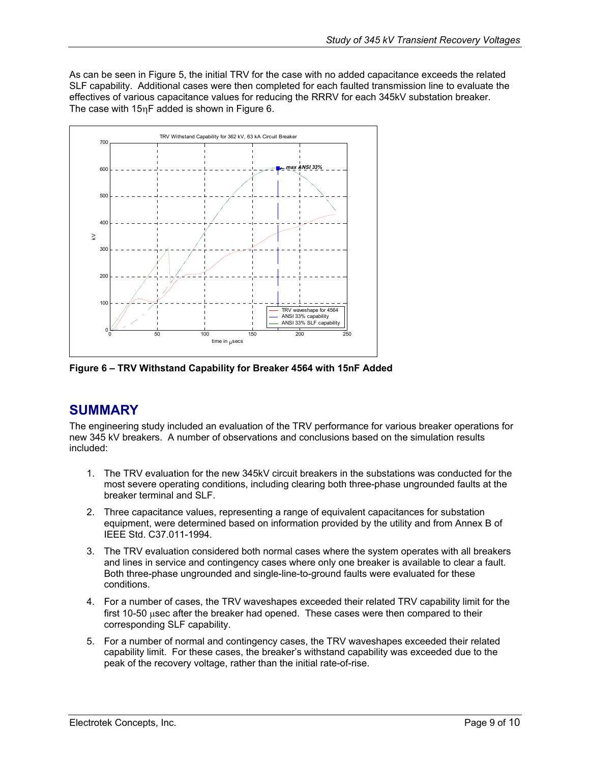As can be seen in Figure 5, the initial TRV for the case with no added capacitance exceeds the related SLF capability. Additional cases were then completed for each faulted transmission line to evaluate the effectives of various capacitance values for reducing the RRRV for each 345kV substation breaker. The case with 15ηF added is shown in Figure 6.

**Figure 6 – TRV Withstand Capability for Breaker 4564 with 15nF Added**

## SUMMARY

The engineering study included an evaluation of the TRV performance for various breaker operations for new 345 kV breakers. A number of observations and conclusions based on the simulation results included:

1. The TRV evaluation for the new 345kV circuit breakers in the substations was conducted for the most severe operating conditions, including clearing both three-phase ungrounded faults at the breaker terminal and SLF.
2. Three capacitance values, representing a range of equivalent capacitances for substation equipment, were determined based on information provided by the utility and from Annex B of IEEE Std. C37.011-1994.
3. The TRV evaluation considered both normal cases where the system operates with all breakers and lines in service and contingency cases where only one breaker is available to clear a fault. Both three-phase ungrounded and single-line-to-ground faults were evaluated for these conditions.
4. For a number of cases, the TRV waveshapes exceeded their related TRV capability limit for the first 10-50 μsec after the breaker had opened. These cases were then compared to their corresponding SLF capability.
5. For a number of normal and contingency cases, the TRV waveshapes exceeded their related capability limit. For these cases, the breaker's withstand capability was exceeded due to the peak of the recovery voltage, rather than the initial rate-of-rise.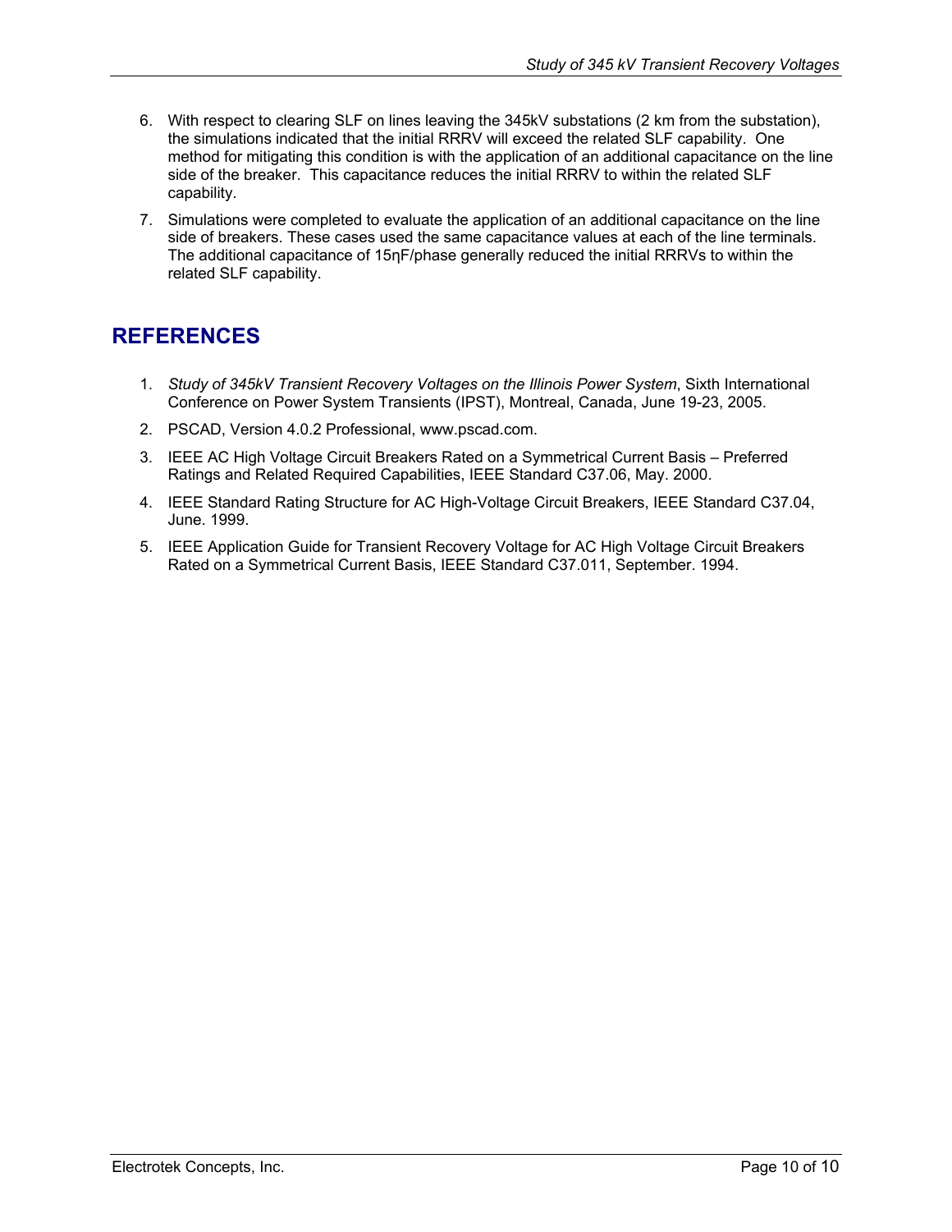6. With respect to clearing SLF on lines leaving the 345kV substations (2 km from the substation), the simulations indicated that the initial RRRV will exceed the related SLF capability. One method for mitigating this condition is with the application of an additional capacitance on the line side of the breaker. This capacitance reduces the initial RRRV to within the related SLF capability.
7. Simulations were completed to evaluate the application of an additional capacitance on the line side of breakers. These cases used the same capacitance values at each of the line terminals. The additional capacitance of 15ηF/phase generally reduced the initial RRRVs to within the related SLF capability.

## REFERENCES

1. *Study of 345kV Transient Recovery Voltages on the Illinois Power System*, Sixth International Conference on Power System Transients (IPST), Montreal, Canada, June 19-23, 2005.
2. PSCAD, Version 4.0.2 Professional, www.pscad.com.
3. IEEE AC High Voltage Circuit Breakers Rated on a Symmetrical Current Basis – Preferred Ratings and Related Required Capabilities, IEEE Standard C37.06, May. 2000.
4. IEEE Standard Rating Structure for AC High-Voltage Circuit Breakers, IEEE Standard C37.04, June. 1999.
5. IEEE Application Guide for Transient Recovery Voltage for AC High Voltage Circuit Breakers Rated on a Symmetrical Current Basis, IEEE Standard C37.011, September. 1994.